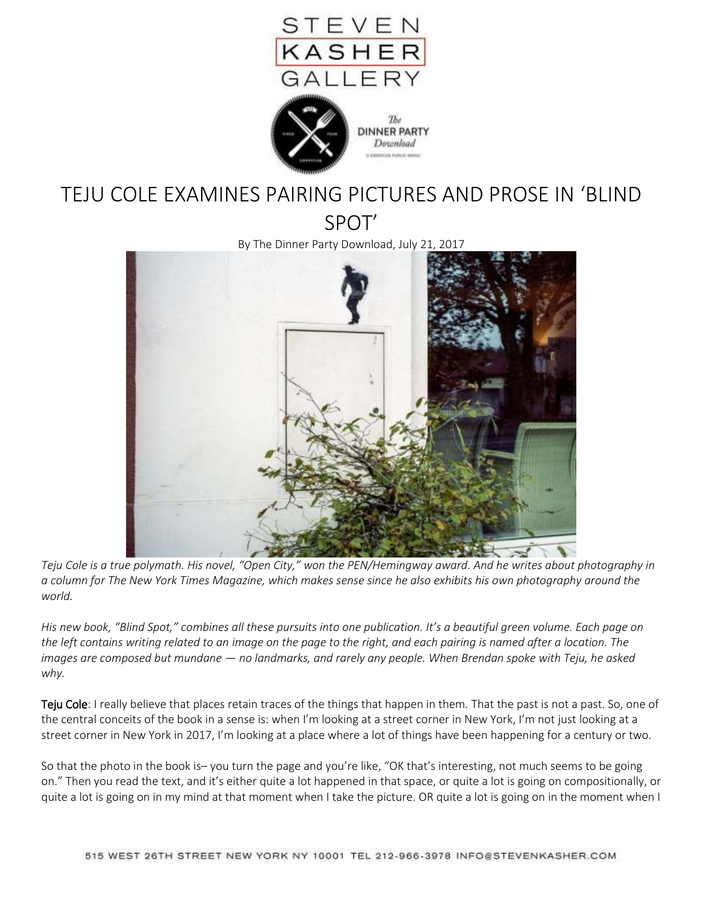STEVEN KASHER GALLERY

The DINNER PARTY Download

# TEJU COLE EXAMINES PAIRING PICTURES AND PROSE IN 'BLIND SPOT'

By The Dinner Party Download, July 21, 2017

*Teju Cole is a true polymath. His novel, "Open City," won the PEN/Hemingway award. And he writes about photography in a column for The New York Times Magazine, which makes sense since he also exhibits his own photography around the world.*

*His new book, "Blind Spot," combines all these pursuits into one publication. It's a beautiful green volume. Each page on the left contains writing related to an image on the page to the right, and each pairing is named after a location. The images are composed but mundane — no landmarks, and rarely any people. When Brendan spoke with Teju, he asked why.*

**Teju Cole**: I really believe that places retain traces of the things that happen in them. That the past is not a past. So, one of the central conceits of the book in a sense is: when I'm looking at a street corner in New York, I'm not just looking at a street corner in New York in 2017, I'm looking at a place where a lot of things have been happening for a century or two.

So that the photo in the book is– you turn the page and you're like, "OK that's interesting, not much seems to be going on." Then you read the text, and it's either quite a lot happened in that space, or quite a lot is going on compositionally, or quite a lot is going on in my mind at that moment when I take the picture. OR quite a lot is going on in the moment when I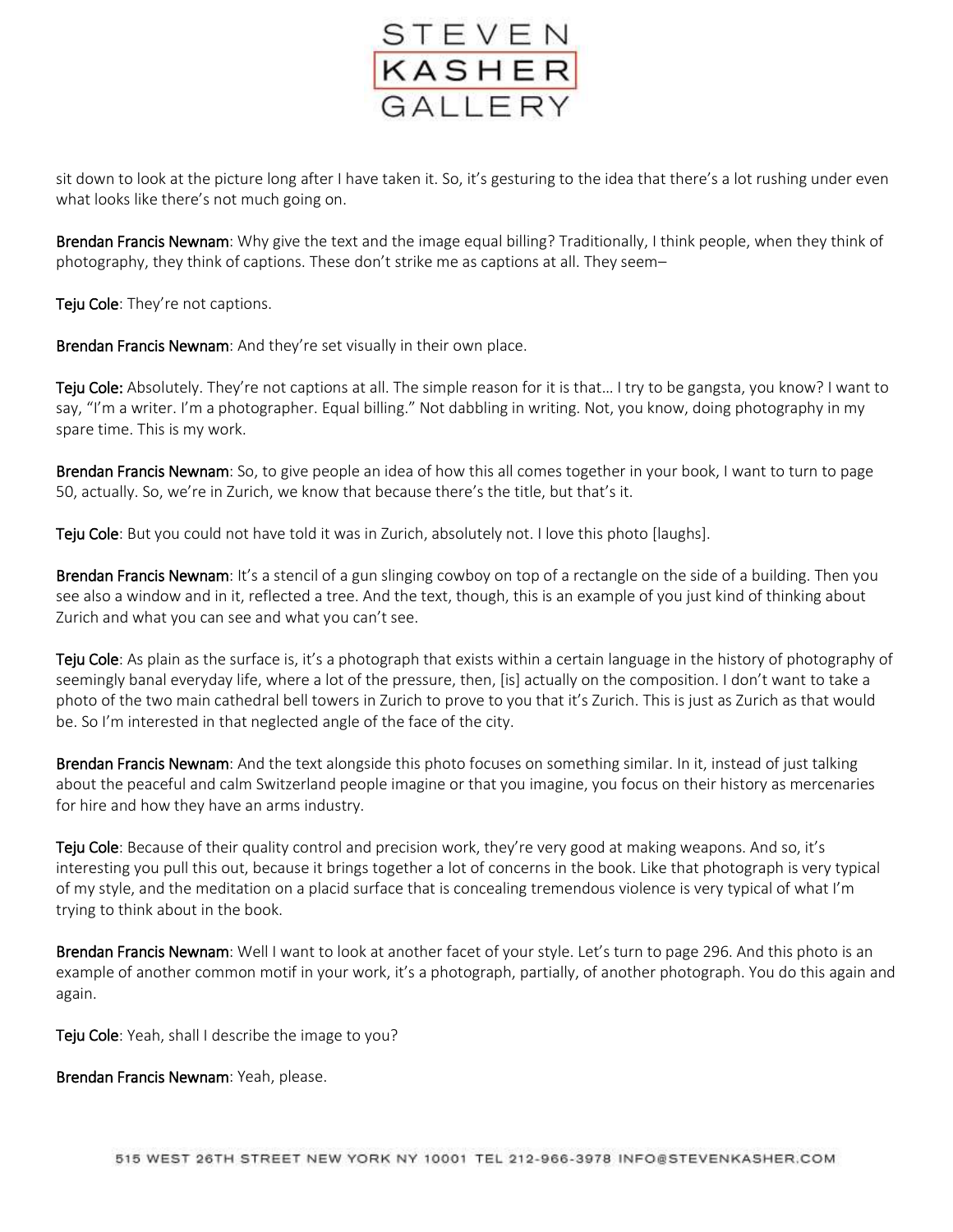sit down to look at the picture long after I have taken it. So, it's gesturing to the idea that there's a lot rushing under even what looks like there's not much going on.

**Brendan Francis Newnam**: Why give the text and the image equal billing? Traditionally, I think people, when they think of photography, they think of captions. These don't strike me as captions at all. They seem–

**Teju Cole**: They're not captions.

**Brendan Francis Newnam**: And they're set visually in their own place.

**Teju Cole:** Absolutely. They're not captions at all. The simple reason for it is that… I try to be gangsta, you know? I want to say, "I'm a writer. I'm a photographer. Equal billing." Not dabbling in writing. Not, you know, doing photography in my spare time. This is my work.

**Brendan Francis Newnam**: So, to give people an idea of how this all comes together in your book, I want to turn to page 50, actually. So, we're in Zurich, we know that because there's the title, but that's it.

**Teju Cole**: But you could not have told it was in Zurich, absolutely not. I love this photo [laughs].

**Brendan Francis Newnam**: It's a stencil of a gun slinging cowboy on top of a rectangle on the side of a building. Then you see also a window and in it, reflected a tree. And the text, though, this is an example of you just kind of thinking about Zurich and what you can see and what you can't see.

**Teju Cole**: As plain as the surface is, it's a photograph that exists within a certain language in the history of photography of seemingly banal everyday life, where a lot of the pressure, then, [is] actually on the composition. I don't want to take a photo of the two main cathedral bell towers in Zurich to prove to you that it's Zurich. This is just as Zurich as that would be. So I'm interested in that neglected angle of the face of the city.

**Brendan Francis Newnam**: And the text alongside this photo focuses on something similar. In it, instead of just talking about the peaceful and calm Switzerland people imagine or that you imagine, you focus on their history as mercenaries for hire and how they have an arms industry.

**Teju Cole**: Because of their quality control and precision work, they're very good at making weapons. And so, it's interesting you pull this out, because it brings together a lot of concerns in the book. Like that photograph is very typical of my style, and the meditation on a placid surface that is concealing tremendous violence is very typical of what I'm trying to think about in the book.

**Brendan Francis Newnam**: Well I want to look at another facet of your style. Let's turn to page 296. And this photo is an example of another common motif in your work, it's a photograph, partially, of another photograph. You do this again and again.

**Teju Cole**: Yeah, shall I describe the image to you?

**Brendan Francis Newnam**: Yeah, please.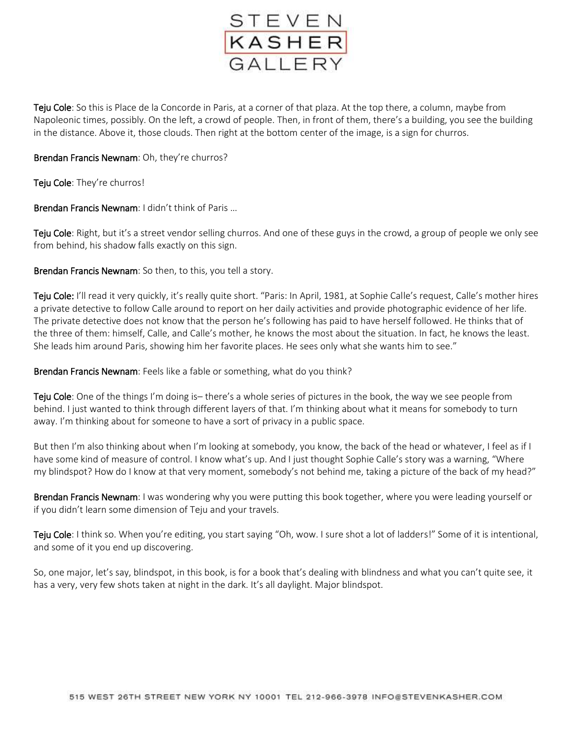**Teju Cole**: So this is Place de la Concorde in Paris, at a corner of that plaza. At the top there, a column, maybe from Napoleonic times, possibly. On the left, a crowd of people. Then, in front of them, there's a building, you see the building in the distance. Above it, those clouds. Then right at the bottom center of the image, is a sign for churros.

**Brendan Francis Newnam**: Oh, they're churros?

**Teju Cole**: They're churros!

**Brendan Francis Newnam**: I didn't think of Paris …

**Teju Cole**: Right, but it's a street vendor selling churros. And one of these guys in the crowd, a group of people we only see from behind, his shadow falls exactly on this sign.

**Brendan Francis Newnam**: So then, to this, you tell a story.

**Teju Cole:** I'll read it very quickly, it's really quite short. "Paris: In April, 1981, at Sophie Calle's request, Calle's mother hires a private detective to follow Calle around to report on her daily activities and provide photographic evidence of her life. The private detective does not know that the person he's following has paid to have herself followed. He thinks that of the three of them: himself, Calle, and Calle's mother, he knows the most about the situation. In fact, he knows the least. She leads him around Paris, showing him her favorite places. He sees only what she wants him to see."

**Brendan Francis Newnam**: Feels like a fable or something, what do you think?

**Teju Cole**: One of the things I'm doing is– there's a whole series of pictures in the book, the way we see people from behind. I just wanted to think through different layers of that. I'm thinking about what it means for somebody to turn away. I'm thinking about for someone to have a sort of privacy in a public space.

But then I'm also thinking about when I'm looking at somebody, you know, the back of the head or whatever, I feel as if I have some kind of measure of control. I know what's up. And I just thought Sophie Calle's story was a warning, "Where my blindspot? How do I know at that very moment, somebody's not behind me, taking a picture of the back of my head?"

**Brendan Francis Newnam**: I was wondering why you were putting this book together, where you were leading yourself or if you didn't learn some dimension of Teju and your travels.

**Teju Cole**: I think so. When you're editing, you start saying "Oh, wow. I sure shot a lot of ladders!" Some of it is intentional, and some of it you end up discovering.

So, one major, let's say, blindspot, in this book, is for a book that's dealing with blindness and what you can't quite see, it has a very, very few shots taken at night in the dark. It's all daylight. Major blindspot.